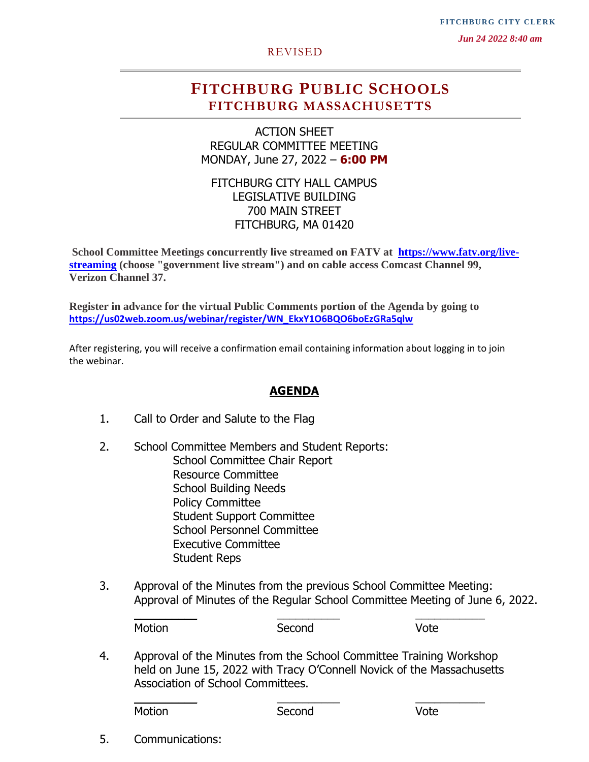FITCHBURG CITY CLERK

*Jun 24 2022 8:40 am*

REVISED

# FITCHBURG PUBLIC SCHOOLS
## FITCHBURG MASSACHUSETTS

ACTION SHEET
REGULAR COMMITTEE MEETING
MONDAY, June 27, 2022 – **6:00 PM**

FITCHBURG CITY HALL CAMPUS
LEGISLATIVE BUILDING
700 MAIN STREET
FITCHBURG, MA 01420

**School Committee Meetings concurrently live streamed on FATV at [https://www.fatv.org/live-streaming](https://www.fatv.org/live-streaming) (choose "government live stream") and on cable access Comcast Channel 99, Verizon Channel 37.**

**Register in advance for the virtual Public Comments portion of the Agenda by going to [https://us02web.zoom.us/webinar/register/WN_EkxY1O6BQO6boEzGRa5qlw](https://us02web.zoom.us/webinar/register/WN_EkxY1O6BQO6boEzGRa5qlw)**

After registering, you will receive a confirmation email containing information about logging in to join the webinar.

## AGENDA

1. Call to Order and Salute to the Flag

2. School Committee Members and Student Reports:
   - School Committee Chair Report
   - Resource Committee
   - School Building Needs
   - Policy Committee
   - Student Support Committee
   - School Personnel Committee
   - Executive Committee
   - Student Reps

3. Approval of the Minutes from the previous School Committee Meeting: Approval of Minutes of the Regular School Committee Meeting of June 6, 2022.

   Motion \_\_\_\_\_\_\_\_\_\_ Second \_\_\_\_\_\_\_\_\_\_ Vote \_\_\_\_\_\_\_\_\_\_

4. Approval of the Minutes from the School Committee Training Workshop held on June 15, 2022 with Tracy O'Connell Novick of the Massachusetts Association of School Committees.

   Motion \_\_\_\_\_\_\_\_\_\_ Second \_\_\_\_\_\_\_\_\_\_ Vote \_\_\_\_\_\_\_\_\_\_

5. Communications: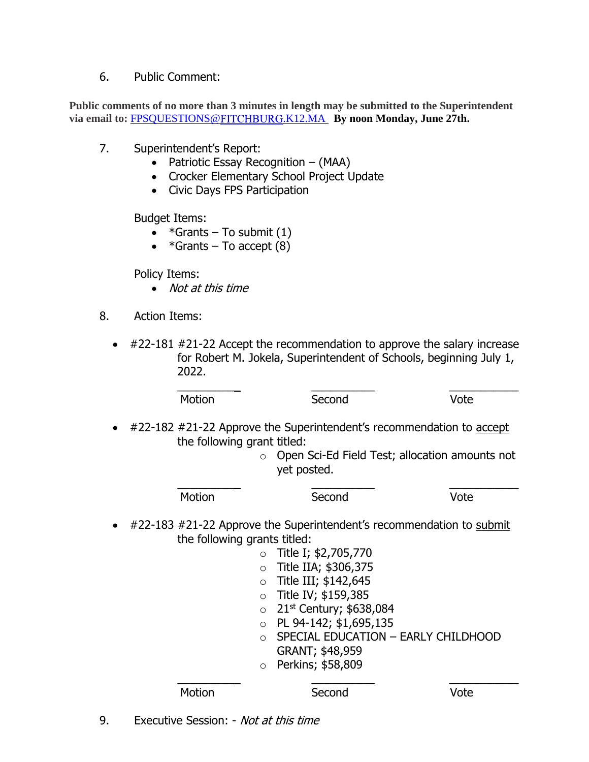6. Public Comment:

**Public comments of no more than 3 minutes in length may be submitted to the Superintendent via email to: FPSQUESTIONS@FITCHBURG.K12.MA By noon Monday, June 27th.**

7. Superintendent's Report:
   - Patriotic Essay Recognition – (MAA)
   - Crocker Elementary School Project Update
   - Civic Days FPS Participation

   Budget Items:
   - *Grants – To submit (1)
   - *Grants – To accept (8)

   Policy Items:
   - *Not at this time*

8. Action Items:

- #22-181 #21-22 Accept the recommendation to approve the salary increase for Robert M. Jokela, Superintendent of Schools, beginning July 1, 2022.

  Motion ________ Second ________ Vote ________

- #22-182 #21-22 Approve the Superintendent's recommendation to <u>accept</u> the following grant titled:
  - Open Sci-Ed Field Test; allocation amounts not yet posted.

  Motion ________ Second ________ Vote ________

- #22-183 #21-22 Approve the Superintendent's recommendation to <u>submit</u> the following grants titled:
  - Title I; $2,705,770
  - Title IIA; $306,375
  - Title III; $142,645
  - Title IV; $159,385
  - 21st Century; $638,084
  - PL 94-142; $1,695,135
  - SPECIAL EDUCATION – EARLY CHILDHOOD GRANT; $48,959
  - Perkins; $58,809

  Motion ________ Second ________ Vote ________

9. Executive Session: - *Not at this time*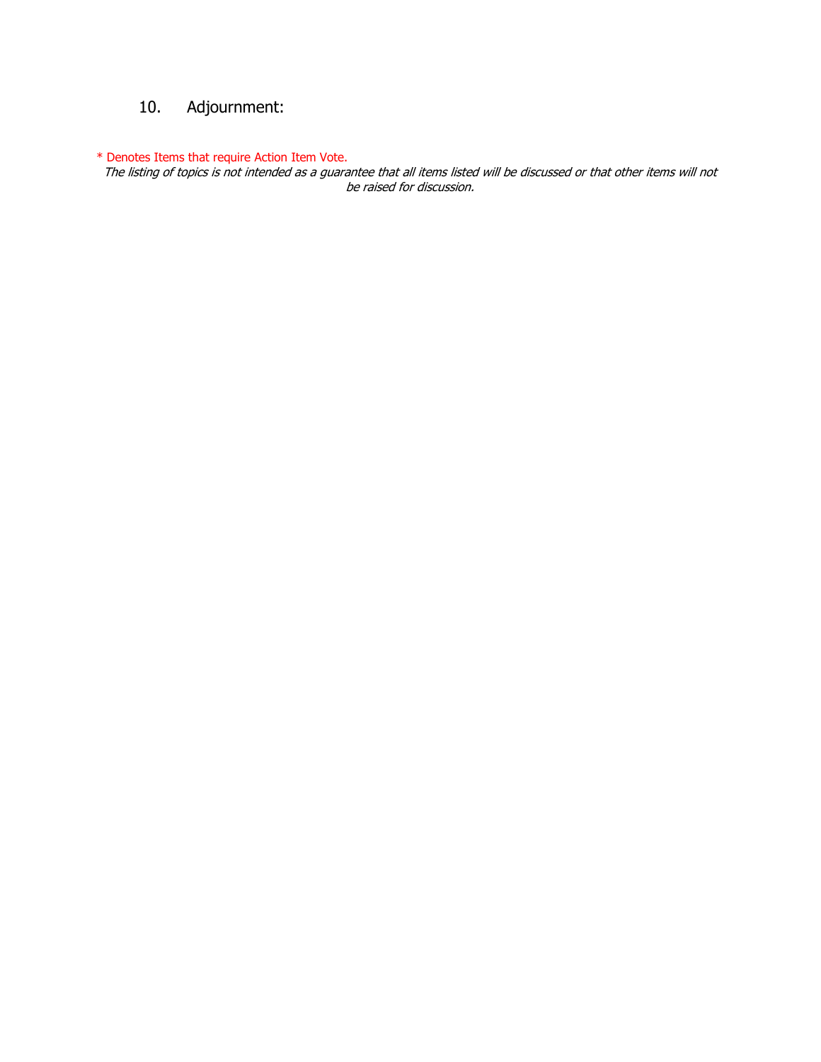10. Adjournment:

* Denotes Items that require Action Item Vote.

*The listing of topics is not intended as a guarantee that all items listed will be discussed or that other items will not be raised for discussion.*